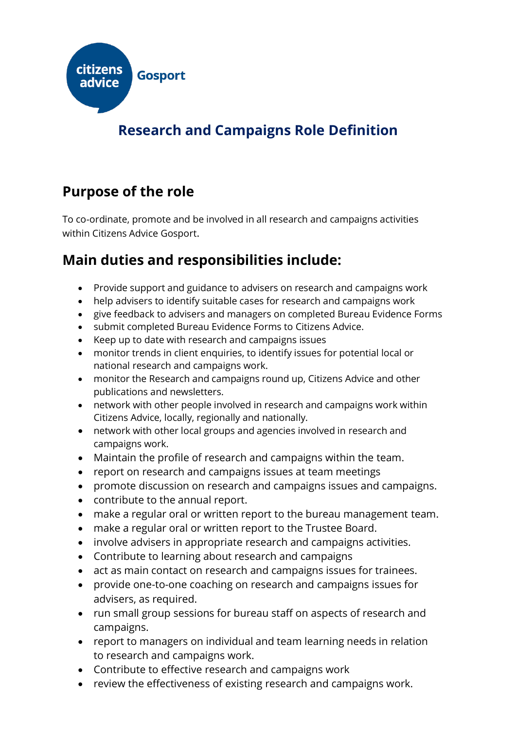citizens advice Gosport

# Research and Campaigns Role Definition

## Purpose of the role

To co-ordinate, promote and be involved in all research and campaigns activities within Citizens Advice Gosport.

## Main duties and responsibilities include:

- Provide support and guidance to advisers on research and campaigns work
- help advisers to identify suitable cases for research and campaigns work
- give feedback to advisers and managers on completed Bureau Evidence Forms
- submit completed Bureau Evidence Forms to Citizens Advice.
- Keep up to date with research and campaigns issues
- monitor trends in client enquiries, to identify issues for potential local or national research and campaigns work.
- monitor the Research and campaigns round up, Citizens Advice and other publications and newsletters.
- network with other people involved in research and campaigns work within Citizens Advice, locally, regionally and nationally.
- network with other local groups and agencies involved in research and campaigns work.
- Maintain the profile of research and campaigns within the team.
- report on research and campaigns issues at team meetings
- promote discussion on research and campaigns issues and campaigns.
- contribute to the annual report.
- make a regular oral or written report to the bureau management team.
- make a regular oral or written report to the Trustee Board.
- involve advisers in appropriate research and campaigns activities.
- Contribute to learning about research and campaigns
- act as main contact on research and campaigns issues for trainees.
- provide one-to-one coaching on research and campaigns issues for advisers, as required.
- run small group sessions for bureau staff on aspects of research and campaigns.
- report to managers on individual and team learning needs in relation to research and campaigns work.
- Contribute to effective research and campaigns work
- review the effectiveness of existing research and campaigns work.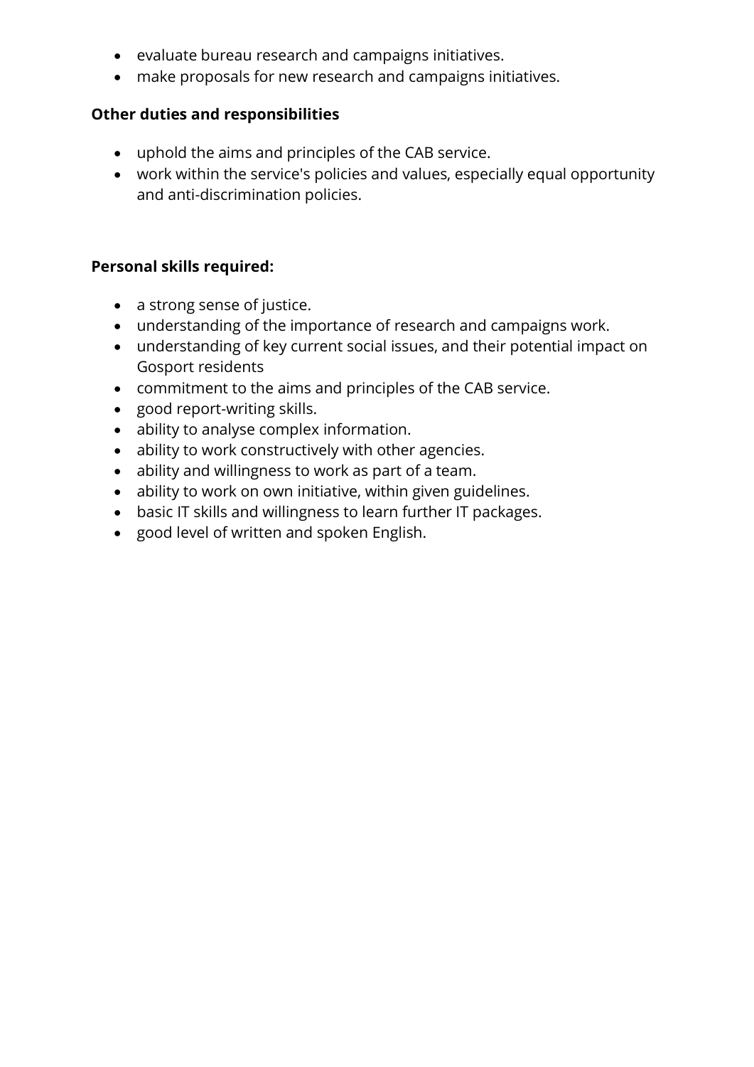- evaluate bureau research and campaigns initiatives.
- make proposals for new research and campaigns initiatives.

**Other duties and responsibilities**

- uphold the aims and principles of the CAB service.
- work within the service's policies and values, especially equal opportunity and anti-discrimination policies.

**Personal skills required:**

- a strong sense of justice.
- understanding of the importance of research and campaigns work.
- understanding of key current social issues, and their potential impact on Gosport residents
- commitment to the aims and principles of the CAB service.
- good report-writing skills.
- ability to analyse complex information.
- ability to work constructively with other agencies.
- ability and willingness to work as part of a team.
- ability to work on own initiative, within given guidelines.
- basic IT skills and willingness to learn further IT packages.
- good level of written and spoken English.